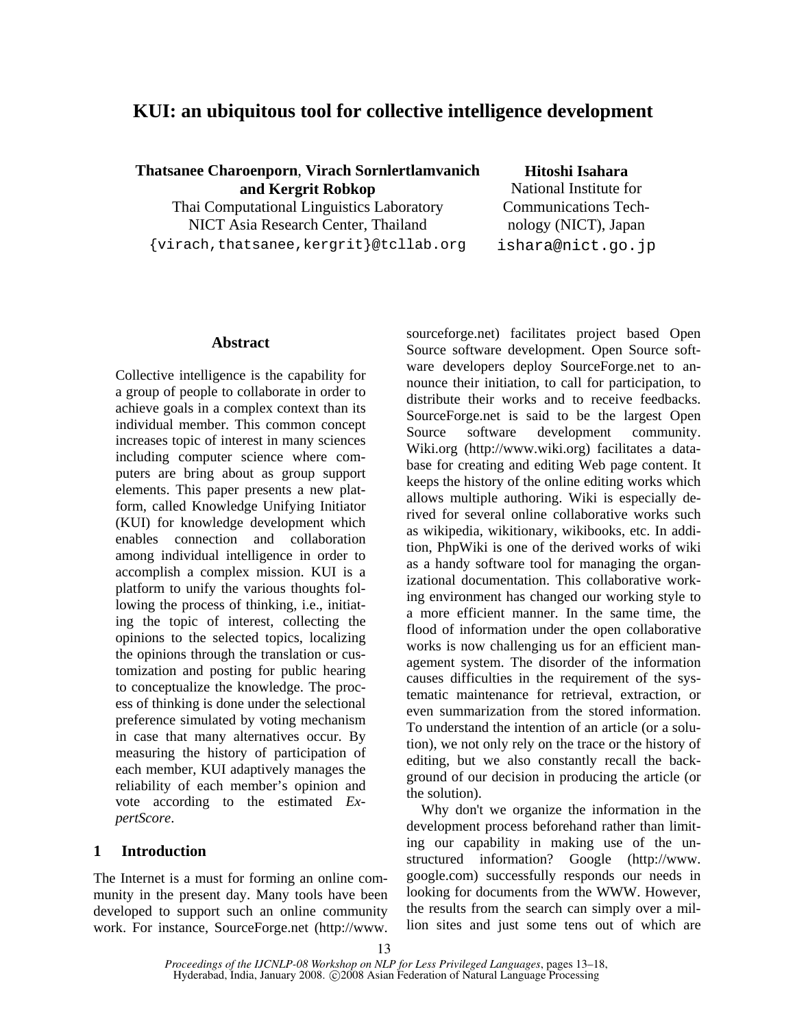# KUI: an ubiquitous tool for collective intelligence development

**Thatsanee Charoenporn**, **Virach Sornlertlamvanich and Kergrit Robkop**
Thai Computational Linguistics Laboratory
NICT Asia Research Center, Thailand
{virach,thatsanee,kergrit}@tcllab.org

**Hitoshi Isahara**
National Institute for Communications Technology (NICT), Japan
ishara@nict.go.jp

## Abstract

Collective intelligence is the capability for a group of people to collaborate in order to achieve goals in a complex context than its individual member. This common concept increases topic of interest in many sciences including computer science where computers are bring about as group support elements. This paper presents a new platform, called Knowledge Unifying Initiator (KUI) for knowledge development which enables connection and collaboration among individual intelligence in order to accomplish a complex mission. KUI is a platform to unify the various thoughts following the process of thinking, i.e., initiating the topic of interest, collecting the opinions to the selected topics, localizing the opinions through the translation or customization and posting for public hearing to conceptualize the knowledge. The process of thinking is done under the selectional preference simulated by voting mechanism in case that many alternatives occur. By measuring the history of participation of each member, KUI adaptively manages the reliability of each member's opinion and vote according to the estimated *ExpertScore*.

## 1 Introduction

The Internet is a must for forming an online community in the present day. Many tools have been developed to support such an online community work. For instance, SourceForge.net (http://www.sourceforge.net) facilitates project based Open Source software development. Open Source software developers deploy SourceForge.net to announce their initiation, to call for participation, to distribute their works and to receive feedbacks. SourceForge.net is said to be the largest Open Source software development community. Wiki.org (http://www.wiki.org) facilitates a database for creating and editing Web page content. It keeps the history of the online editing works which allows multiple authoring. Wiki is especially derived for several online collaborative works such as wikipedia, wikitionary, wikibooks, etc. In addition, PhpWiki is one of the derived works of wiki as a handy software tool for managing the organizational documentation. This collaborative working environment has changed our working style to a more efficient manner. In the same time, the flood of information under the open collaborative works is now challenging us for an efficient management system. The disorder of the information causes difficulties in the requirement of the systematic maintenance for retrieval, extraction, or even summarization from the stored information. To understand the intention of an article (or a solution), we not only rely on the trace or the history of editing, but we also constantly recall the background of our decision in producing the article (or the solution).

Why don't we organize the information in the development process beforehand rather than limiting our capability in making use of the unstructured information? Google (http://www.google.com) successfully responds our needs in looking for documents from the WWW. However, the results from the search can simply over a million sites and just some tens out of which are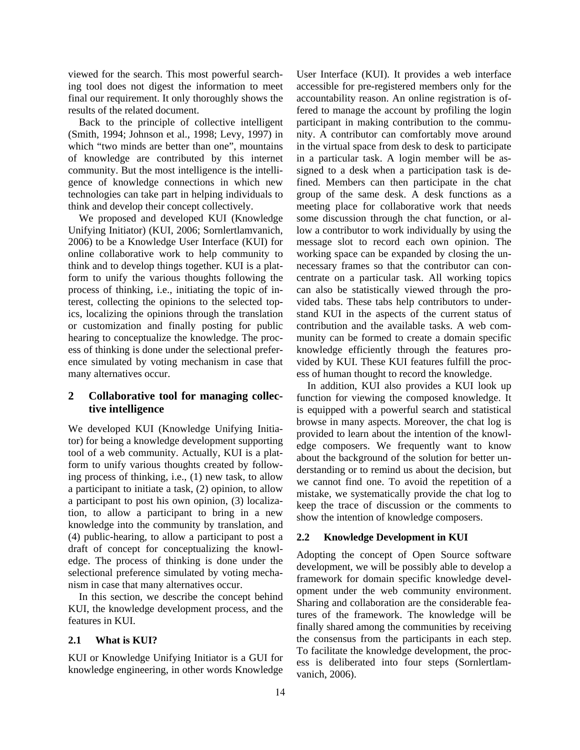viewed for the search. This most powerful searching tool does not digest the information to meet final our requirement. It only thoroughly shows the results of the related document.

Back to the principle of collective intelligent (Smith, 1994; Johnson et al., 1998; Levy, 1997) in which "two minds are better than one", mountains of knowledge are contributed by this internet community. But the most intelligence is the intelligence of knowledge connections in which new technologies can take part in helping individuals to think and develop their concept collectively.

We proposed and developed KUI (Knowledge Unifying Initiator) (KUI, 2006; Sornlertlamvanich, 2006) to be a Knowledge User Interface (KUI) for online collaborative work to help community to think and to develop things together. KUI is a platform to unify the various thoughts following the process of thinking, i.e., initiating the topic of interest, collecting the opinions to the selected topics, localizing the opinions through the translation or customization and finally posting for public hearing to conceptualize the knowledge. The process of thinking is done under the selectional preference simulated by voting mechanism in case that many alternatives occur.

## 2 Collaborative tool for managing collective intelligence

We developed KUI (Knowledge Unifying Initiator) for being a knowledge development supporting tool of a web community. Actually, KUI is a platform to unify various thoughts created by following process of thinking, i.e., (1) new task, to allow a participant to initiate a task, (2) opinion, to allow a participant to post his own opinion, (3) localization, to allow a participant to bring in a new knowledge into the community by translation, and (4) public-hearing, to allow a participant to post a draft of concept for conceptualizing the knowledge. The process of thinking is done under the selectional preference simulated by voting mechanism in case that many alternatives occur.

In this section, we describe the concept behind KUI, the knowledge development process, and the features in KUI.

### 2.1 What is KUI?

KUI or Knowledge Unifying Initiator is a GUI for knowledge engineering, in other words Knowledge User Interface (KUI). It provides a web interface accessible for pre-registered members only for the accountability reason. An online registration is offered to manage the account by profiling the login participant in making contribution to the community. A contributor can comfortably move around in the virtual space from desk to desk to participate in a particular task. A login member will be assigned to a desk when a participation task is defined. Members can then participate in the chat group of the same desk. A desk functions as a meeting place for collaborative work that needs some discussion through the chat function, or allow a contributor to work individually by using the message slot to record each own opinion. The working space can be expanded by closing the unnecessary frames so that the contributor can concentrate on a particular task. All working topics can also be statistically viewed through the provided tabs. These tabs help contributors to understand KUI in the aspects of the current status of contribution and the available tasks. A web community can be formed to create a domain specific knowledge efficiently through the features provided by KUI. These KUI features fulfill the process of human thought to record the knowledge.

In addition, KUI also provides a KUI look up function for viewing the composed knowledge. It is equipped with a powerful search and statistical browse in many aspects. Moreover, the chat log is provided to learn about the intention of the knowledge composers. We frequently want to know about the background of the solution for better understanding or to remind us about the decision, but we cannot find one. To avoid the repetition of a mistake, we systematically provide the chat log to keep the trace of discussion or the comments to show the intention of knowledge composers.

### 2.2 Knowledge Development in KUI

Adopting the concept of Open Source software development, we will be possibly able to develop a framework for domain specific knowledge development under the web community environment. Sharing and collaboration are the considerable features of the framework. The knowledge will be finally shared among the communities by receiving the consensus from the participants in each step. To facilitate the knowledge development, the process is deliberated into four steps (Sornlertlamvanich, 2006).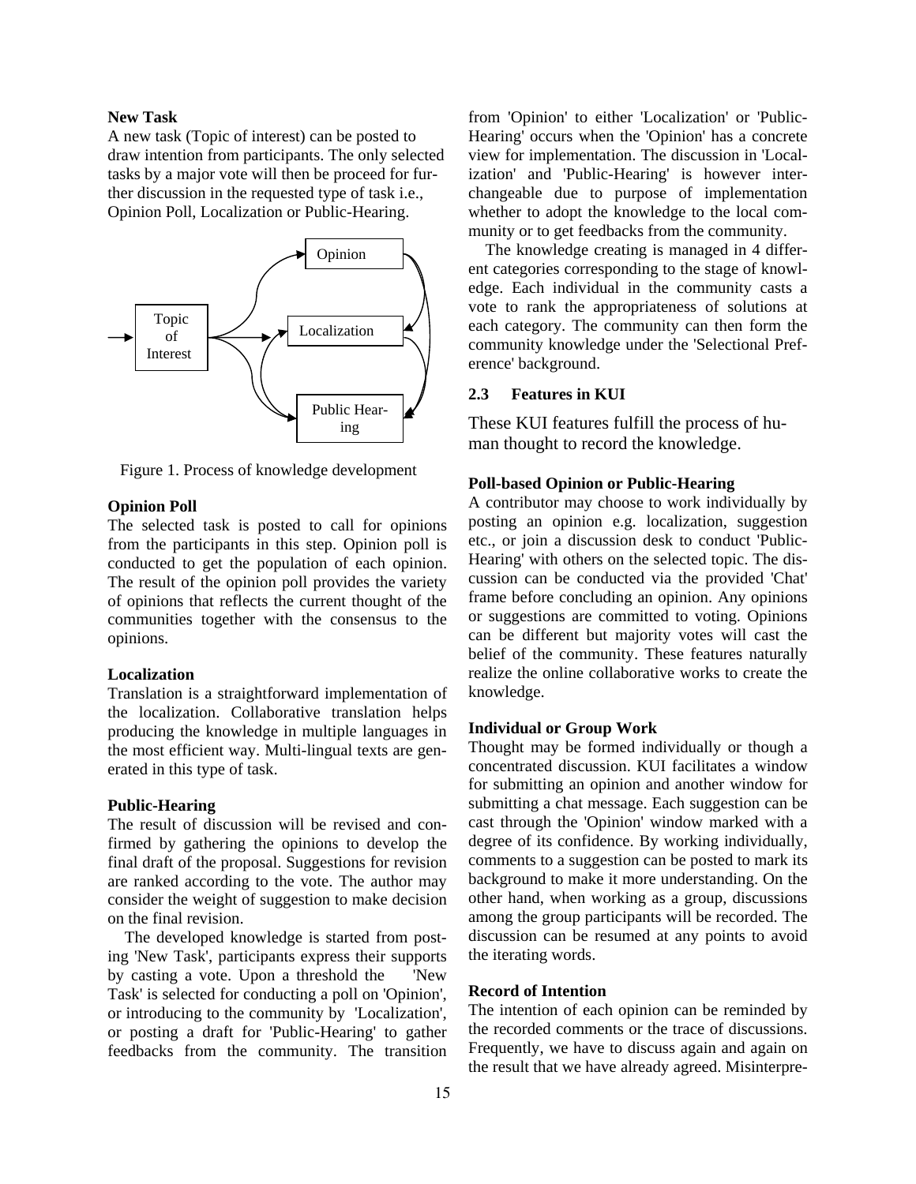**New Task**

A new task (Topic of interest) can be posted to draw intention from participants. The only selected tasks by a major vote will then be proceed for further discussion in the requested type of task i.e., Opinion Poll, Localization or Public-Hearing.

Figure 1. Process of knowledge development

**Opinion Poll**

The selected task is posted to call for opinions from the participants in this step. Opinion poll is conducted to get the population of each opinion. The result of the opinion poll provides the variety of opinions that reflects the current thought of the communities together with the consensus to the opinions.

**Localization**

Translation is a straightforward implementation of the localization. Collaborative translation helps producing the knowledge in multiple languages in the most efficient way. Multi-lingual texts are generated in this type of task.

**Public-Hearing**

The result of discussion will be revised and confirmed by gathering the opinions to develop the final draft of the proposal. Suggestions for revision are ranked according to the vote. The author may consider the weight of suggestion to make decision on the final revision.

The developed knowledge is started from posting 'New Task', participants express their supports by casting a vote. Upon a threshold the 'New Task' is selected for conducting a poll on 'Opinion', or introducing to the community by 'Localization', or posting a draft for 'Public-Hearing' to gather feedbacks from the community. The transition from 'Opinion' to either 'Localization' or 'Public-Hearing' occurs when the 'Opinion' has a concrete view for implementation. The discussion in 'Localization' and 'Public-Hearing' is however interchangeable due to purpose of implementation whether to adopt the knowledge to the local community or to get feedbacks from the community.

The knowledge creating is managed in 4 different categories corresponding to the stage of knowledge. Each individual in the community casts a vote to rank the appropriateness of solutions at each category. The community can then form the community knowledge under the 'Selectional Preference' background.

### 2.3 Features in KUI

These KUI features fulfill the process of human thought to record the knowledge.

**Poll-based Opinion or Public-Hearing**

A contributor may choose to work individually by posting an opinion e.g. localization, suggestion etc., or join a discussion desk to conduct 'Public-Hearing' with others on the selected topic. The discussion can be conducted via the provided 'Chat' frame before concluding an opinion. Any opinions or suggestions are committed to voting. Opinions can be different but majority votes will cast the belief of the community. These features naturally realize the online collaborative works to create the knowledge.

**Individual or Group Work**

Thought may be formed individually or though a concentrated discussion. KUI facilitates a window for submitting an opinion and another window for submitting a chat message. Each suggestion can be cast through the 'Opinion' window marked with a degree of its confidence. By working individually, comments to a suggestion can be posted to mark its background to make it more understanding. On the other hand, when working as a group, discussions among the group participants will be recorded. The discussion can be resumed at any points to avoid the iterating words.

**Record of Intention**

The intention of each opinion can be reminded by the recorded comments or the trace of discussions. Frequently, we have to discuss again and again on the result that we have already agreed. Misinterpre-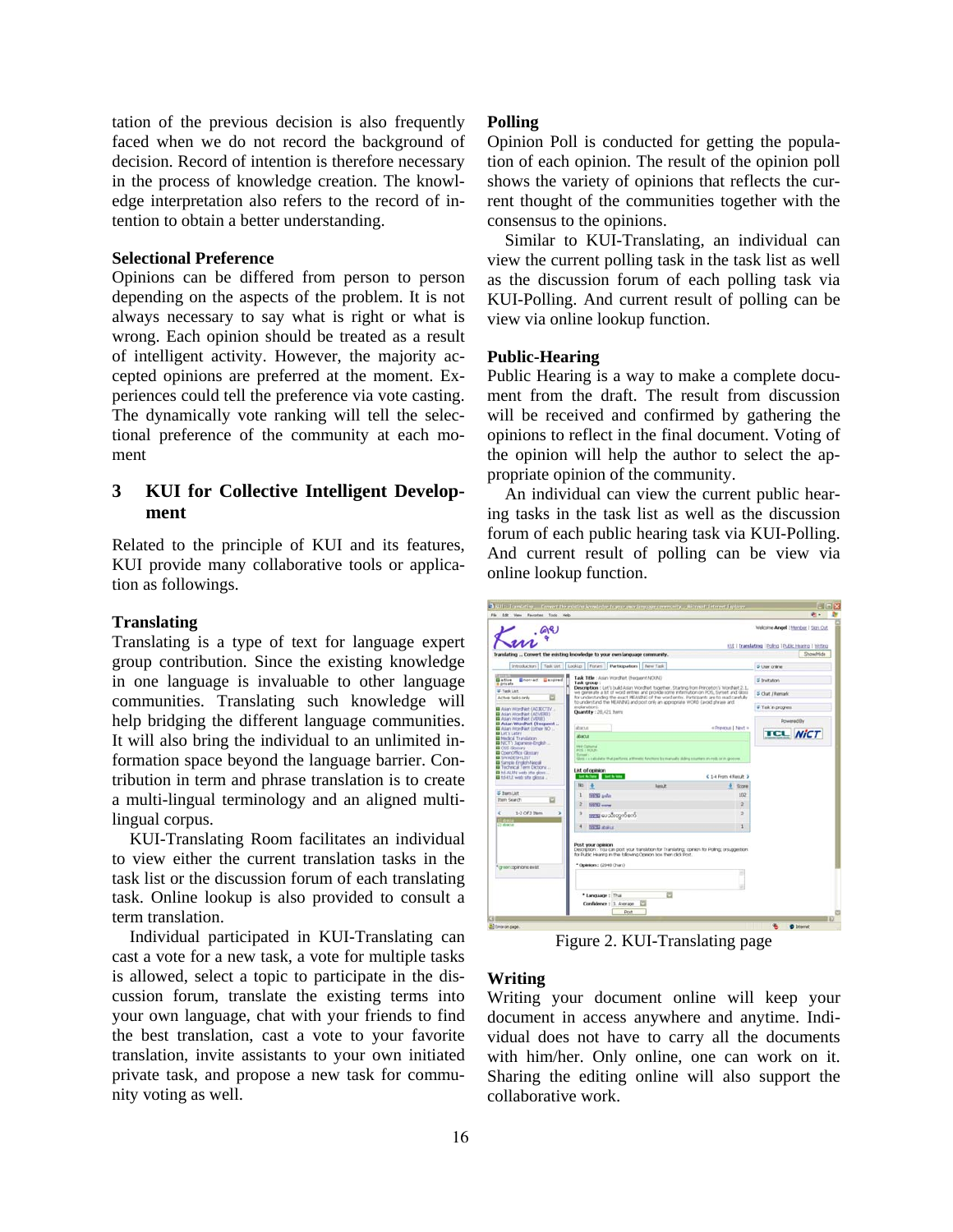tation of the previous decision is also frequently faced when we do not record the background of decision. Record of intention is therefore necessary in the process of knowledge creation. The knowledge interpretation also refers to the record of intention to obtain a better understanding.

**Selectional Preference**

Opinions can be differed from person to person depending on the aspects of the problem. It is not always necessary to say what is right or what is wrong. Each opinion should be treated as a result of intelligent activity. However, the majority accepted opinions are preferred at the moment. Experiences could tell the preference via vote casting. The dynamically vote ranking will tell the selectional preference of the community at each moment

## 3 KUI for Collective Intelligent Development

Related to the principle of KUI and its features, KUI provide many collaborative tools or application as followings.

**Translating**

Translating is a type of text for language expert group contribution. Since the existing knowledge in one language is invaluable to other language communities. Translating such knowledge will help bridging the different language communities. It will also bring the individual to an unlimited information space beyond the language barrier. Contribution in term and phrase translation is to create a multi-lingual terminology and an aligned multi-lingual corpus.

KUI-Translating Room facilitates an individual to view either the current translation tasks in the task list or the discussion forum of each translating task. Online lookup is also provided to consult a term translation.

Individual participated in KUI-Translating can cast a vote for a new task, a vote for multiple tasks is allowed, select a topic to participate in the discussion forum, translate the existing terms into your own language, chat with your friends to find the best translation, cast a vote to your favorite translation, invite assistants to your own initiated private task, and propose a new task for community voting as well.

**Polling**

Opinion Poll is conducted for getting the population of each opinion. The result of the opinion poll shows the variety of opinions that reflects the current thought of the communities together with the consensus to the opinions.

Similar to KUI-Translating, an individual can view the current polling task in the task list as well as the discussion forum of each polling task via KUI-Polling. And current result of polling can be view via online lookup function.

**Public-Hearing**

Public Hearing is a way to make a complete document from the draft. The result from discussion will be received and confirmed by gathering the opinions to reflect in the final document. Voting of the opinion will help the author to select the appropriate opinion of the community.

An individual can view the current public hearing tasks in the task list as well as the discussion forum of each public hearing task via KUI-Polling. And current result of polling can be view via online lookup function.

Figure 2. KUI-Translating page

**Writing**

Writing your document online will keep your document in access anywhere and anytime. Individual does not have to carry all the documents with him/her. Only online, one can work on it. Sharing the editing online will also support the collaborative work.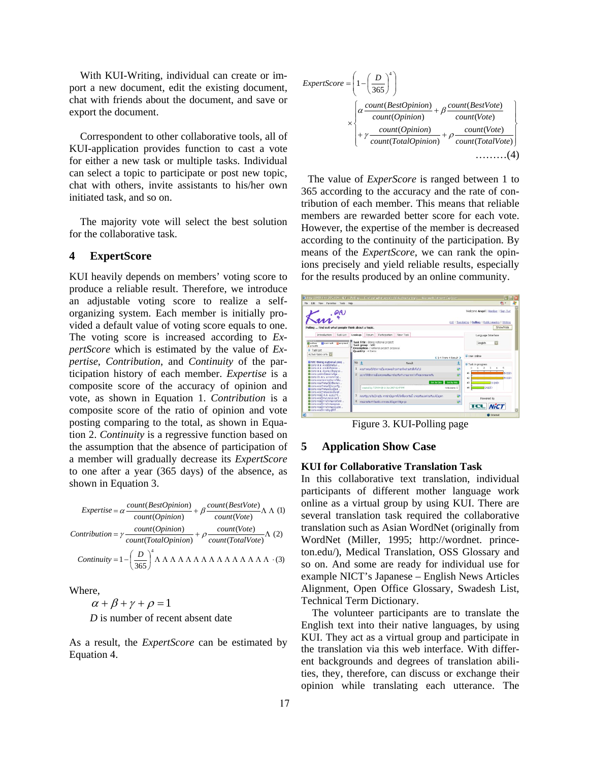With KUI-Writing, individual can create or import a new document, edit the existing document, chat with friends about the document, and save or export the document.

Correspondent to other collaborative tools, all of KUI-application provides function to cast a vote for either a new task or multiple tasks. Individual can select a topic to participate or post new topic, chat with others, invite assistants to his/her own initiated task, and so on.

The majority vote will select the best solution for the collaborative task.

## 4 ExpertScore

KUI heavily depends on members' voting score to produce a reliable result. Therefore, we introduce an adjustable voting score to realize a self-organizing system. Each member is initially provided a default value of voting score equals to one. The voting score is increased according to *ExpertScore* which is estimated by the value of *Expertise*, *Contribution*, and *Continuity* of the participation history of each member. *Expertise* is a composite score of the accuracy of opinion and vote, as shown in Equation 1. *Contribution* is a composite score of the ratio of opinion and vote posting comparing to the total, as shown in Equation 2. *Continuity* is a regressive function based on the assumption that the absence of participation of a member will gradually decrease its *ExpertScore* to one after a year (365 days) of the absence, as shown in Equation 3.

$$Expertise = \alpha \frac{count(BestOpinion)}{count(Opinion)} + \beta \frac{count(BestVote)}{count(Vote)} \quad (1)$$

$$Contribution = \gamma \frac{count(Opinion)}{count(TotalOpinion)} + \rho \frac{count(Vote)}{count(TotalVote)} \quad (2)$$

$$Continuity = 1 - \left(\frac{D}{365}\right)^4 \quad (3)$$

Where,

$\alpha + \beta + \gamma + \rho = 1$

$D$ is number of recent absent date

As a result, the *ExpertScore* can be estimated by Equation 4.

$$ExpertScore = \left(1 - \left(\frac{D}{365}\right)^4\right) \times \left\{ \begin{array}{l} \alpha \frac{count(BestOpinion)}{count(Opinion)} + \beta \frac{count(BestVote)}{count(Vote)} \\ + \gamma \frac{count(Opinion)}{count(TotalOpinion)} + \rho \frac{count(Vote)}{count(TotalVote)} \end{array} \right\} \quad (4)$$

The value of *ExperScore* is ranged between 1 to 365 according to the accuracy and the rate of contribution of each member. This means that reliable members are rewarded better score for each vote. However, the expertise of the member is decreased according to the continuity of the participation. By means of the *ExpertScore*, we can rank the opinions precisely and yield reliable results, especially for the results produced by an online community.

Figure 3. KUI-Polling page

## 5 Application Show Case

### KUI for Collaborative Translation Task

In this collaborative text translation, individual participants of different mother language work online as a virtual group by using KUI. There are several translation task required the collaborative translation such as Asian WordNet (originally from WordNet (Miller, 1995; http://wordnet.princeton.edu/), Medical Translation, OSS Glossary and so on. And some are ready for individual use for example NICT's Japanese – English News Articles Alignment, Open Office Glossary, Swadesh List, Technical Term Dictionary.

The volunteer participants are to translate the English text into their native languages, by using KUI. They act as a virtual group and participate in the translation via this web interface. With different backgrounds and degrees of translation abilities, they, therefore, can discuss or exchange their opinion while translating each utterance. The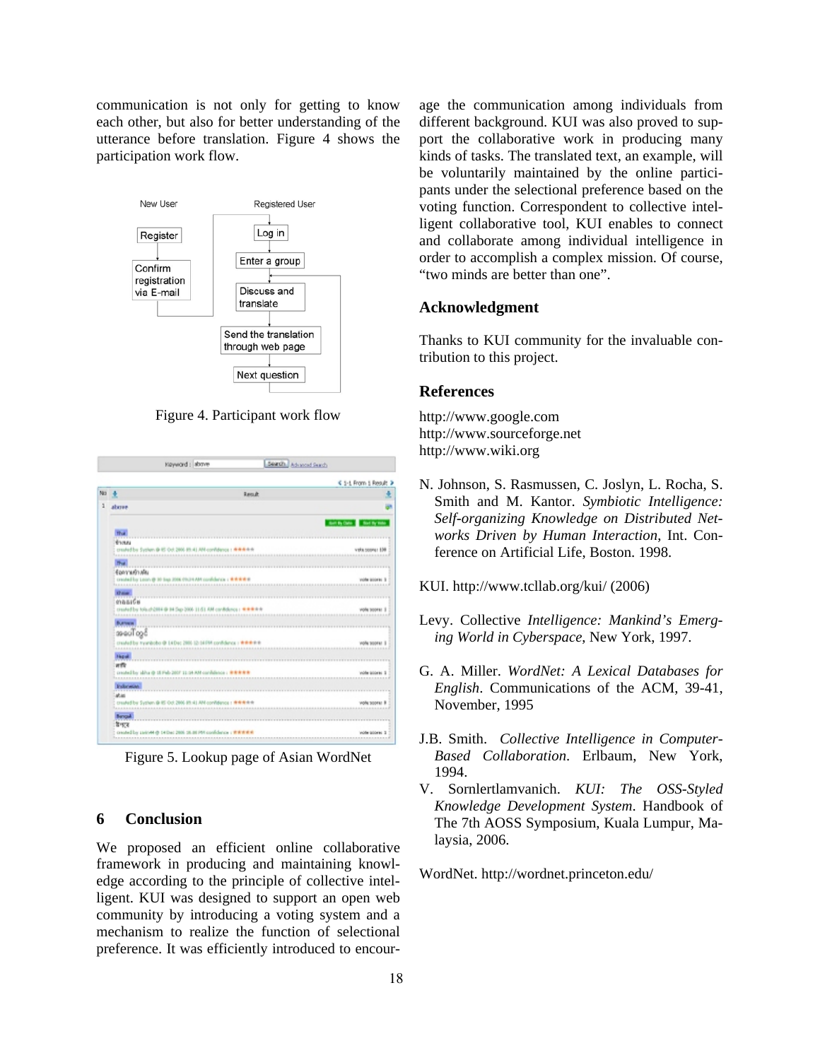communication is not only for getting to know each other, but also for better understanding of the utterance before translation. Figure 4 shows the participation work flow.

New User

Register

Confirm registration via E-mail

Registered User

Log in

Enter a group

Discuss and translate

Send the translation through web page

Next question

Figure 4. Participant work flow

Figure 5. Lookup page of Asian WordNet

## 6 Conclusion

We proposed an efficient online collaborative framework in producing and maintaining knowledge according to the principle of collective intelligent. KUI was designed to support an open web community by introducing a voting system and a mechanism to realize the function of selectional preference. It was efficiently introduced to encourage the communication among individuals from different background. KUI was also proved to support the collaborative work in producing many kinds of tasks. The translated text, an example, will be voluntarily maintained by the online participants under the selectional preference based on the voting function. Correspondent to collective intelligent collaborative tool, KUI enables to connect and collaborate among individual intelligence in order to accomplish a complex mission. Of course, "two minds are better than one".

## Acknowledgment

Thanks to KUI community for the invaluable contribution to this project.

## References

http://www.google.com
http://www.sourceforge.net
http://www.wiki.org

N. Johnson, S. Rasmussen, C. Joslyn, L. Rocha, S. Smith and M. Kantor. *Symbiotic Intelligence: Self-organizing Knowledge on Distributed Networks Driven by Human Interaction*, Int. Conference on Artificial Life, Boston. 1998.

KUI. http://www.tcllab.org/kui/ (2006)

Levy. Collective *Intelligence: Mankind's Emerging World in Cyberspace*, New York, 1997.

G. A. Miller. *WordNet: A Lexical Databases for English*. Communications of the ACM, 39-41, November, 1995

J.B. Smith. *Collective Intelligence in Computer-Based Collaboration*. Erlbaum, New York, 1994.

V. Sornlertlamvanich. *KUI: The OSS-Styled Knowledge Development System*. Handbook of The 7th AOSS Symposium, Kuala Lumpur, Malaysia, 2006.

WordNet. http://wordnet.princeton.edu/